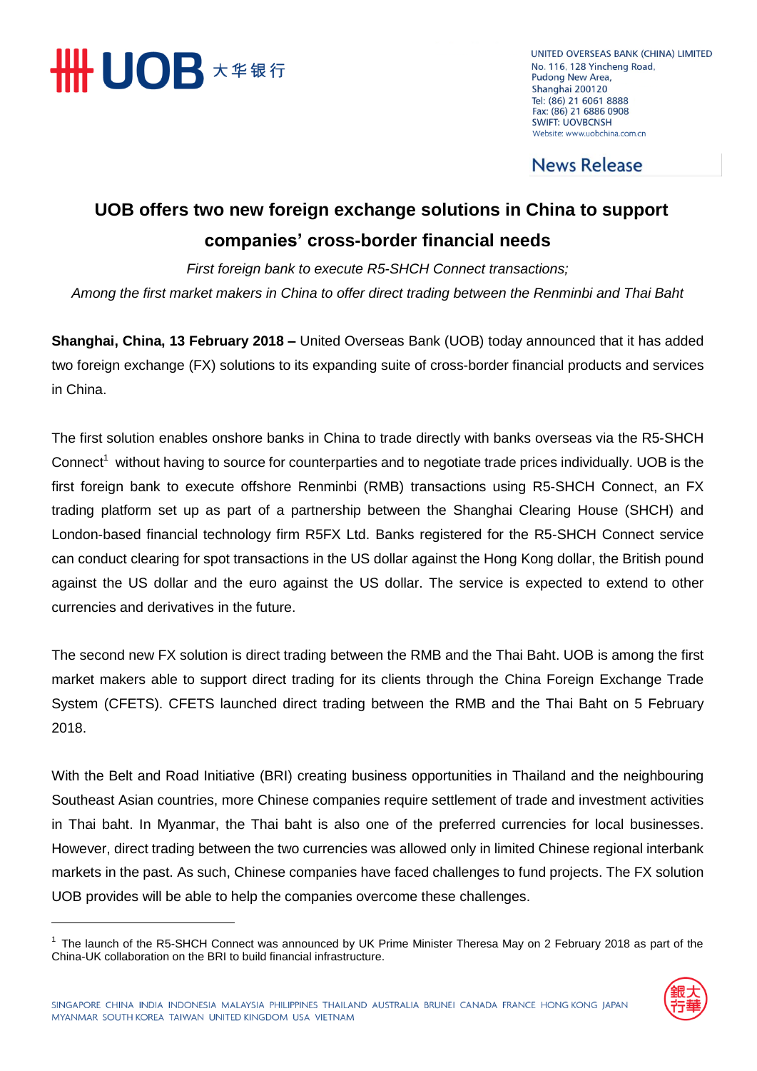UNITED OVERSEAS BANK (CHINA) LIMITED
No. 116, 128 Yincheng Road,
Pudong New Area,
Shanghai 200120
Tel: (86) 21 6061 8888
Fax: (86) 21 6886 0908
SWIFT: UOVBCNSH
Website: www.uobchina.com.cn

News Release

# UOB offers two new foreign exchange solutions in China to support companies' cross-border financial needs

*First foreign bank to execute R5-SHCH Connect transactions;*
*Among the first market makers in China to offer direct trading between the Renminbi and Thai Baht*

**Shanghai, China, 13 February 2018 –** United Overseas Bank (UOB) today announced that it has added two foreign exchange (FX) solutions to its expanding suite of cross-border financial products and services in China.

The first solution enables onshore banks in China to trade directly with banks overseas via the R5-SHCH Connect[1] without having to source for counterparties and to negotiate trade prices individually. UOB is the first foreign bank to execute offshore Renminbi (RMB) transactions using R5-SHCH Connect, an FX trading platform set up as part of a partnership between the Shanghai Clearing House (SHCH) and London-based financial technology firm R5FX Ltd. Banks registered for the R5-SHCH Connect service can conduct clearing for spot transactions in the US dollar against the Hong Kong dollar, the British pound against the US dollar and the euro against the US dollar. The service is expected to extend to other currencies and derivatives in the future.

The second new FX solution is direct trading between the RMB and the Thai Baht. UOB is among the first market makers able to support direct trading for its clients through the China Foreign Exchange Trade System (CFETS). CFETS launched direct trading between the RMB and the Thai Baht on 5 February 2018.

With the Belt and Road Initiative (BRI) creating business opportunities in Thailand and the neighbouring Southeast Asian countries, more Chinese companies require settlement of trade and investment activities in Thai baht. In Myanmar, the Thai baht is also one of the preferred currencies for local businesses. However, direct trading between the two currencies was allowed only in limited Chinese regional interbank markets in the past. As such, Chinese companies have faced challenges to fund projects. The FX solution UOB provides will be able to help the companies overcome these challenges.

[1] The launch of the R5-SHCH Connect was announced by UK Prime Minister Theresa May on 2 February 2018 as part of the China-UK collaboration on the BRI to build financial infrastructure.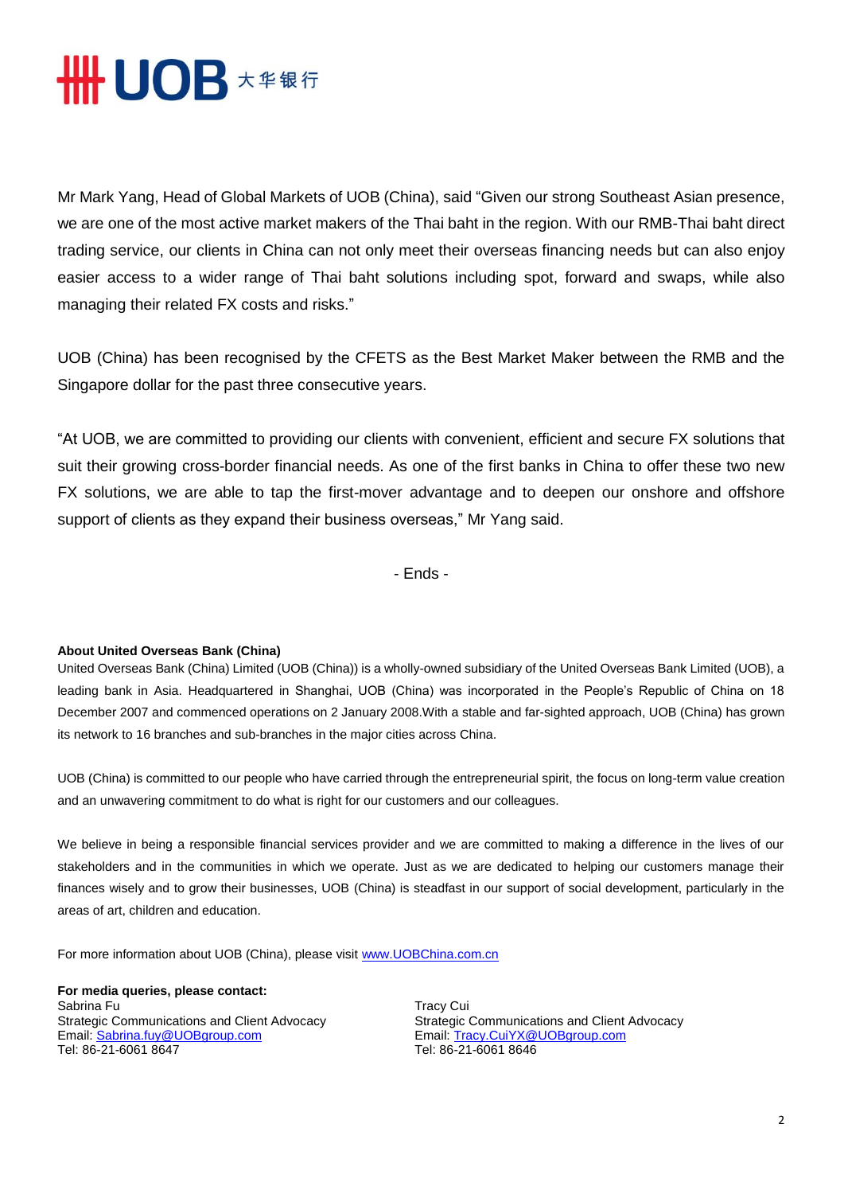Mr Mark Yang, Head of Global Markets of UOB (China), said "Given our strong Southeast Asian presence, we are one of the most active market makers of the Thai baht in the region. With our RMB-Thai baht direct trading service, our clients in China can not only meet their overseas financing needs but can also enjoy easier access to a wider range of Thai baht solutions including spot, forward and swaps, while also managing their related FX costs and risks."

UOB (China) has been recognised by the CFETS as the Best Market Maker between the RMB and the Singapore dollar for the past three consecutive years.

"At UOB, we are committed to providing our clients with convenient, efficient and secure FX solutions that suit their growing cross-border financial needs. As one of the first banks in China to offer these two new FX solutions, we are able to tap the first-mover advantage and to deepen our onshore and offshore support of clients as they expand their business overseas," Mr Yang said.

\- Ends -

**About United Overseas Bank (China)**

United Overseas Bank (China) Limited (UOB (China)) is a wholly-owned subsidiary of the United Overseas Bank Limited (UOB), a leading bank in Asia. Headquartered in Shanghai, UOB (China) was incorporated in the People's Republic of China on 18 December 2007 and commenced operations on 2 January 2008.With a stable and far-sighted approach, UOB (China) has grown its network to 16 branches and sub-branches in the major cities across China.

UOB (China) is committed to our people who have carried through the entrepreneurial spirit, the focus on long-term value creation and an unwavering commitment to do what is right for our customers and our colleagues.

We believe in being a responsible financial services provider and we are committed to making a difference in the lives of our stakeholders and in the communities in which we operate. Just as we are dedicated to helping our customers manage their finances wisely and to grow their businesses, UOB (China) is steadfast in our support of social development, particularly in the areas of art, children and education.

For more information about UOB (China), please visit www.UOBChina.com.cn

**For media queries, please contact:**

Sabrina Fu
Strategic Communications and Client Advocacy
Email: Sabrina.fuy@UOBgroup.com
Tel: 86-21-6061 8647

Tracy Cui
Strategic Communications and Client Advocacy
Email: Tracy.CuiYX@UOBgroup.com
Tel: 86-21-6061 8646